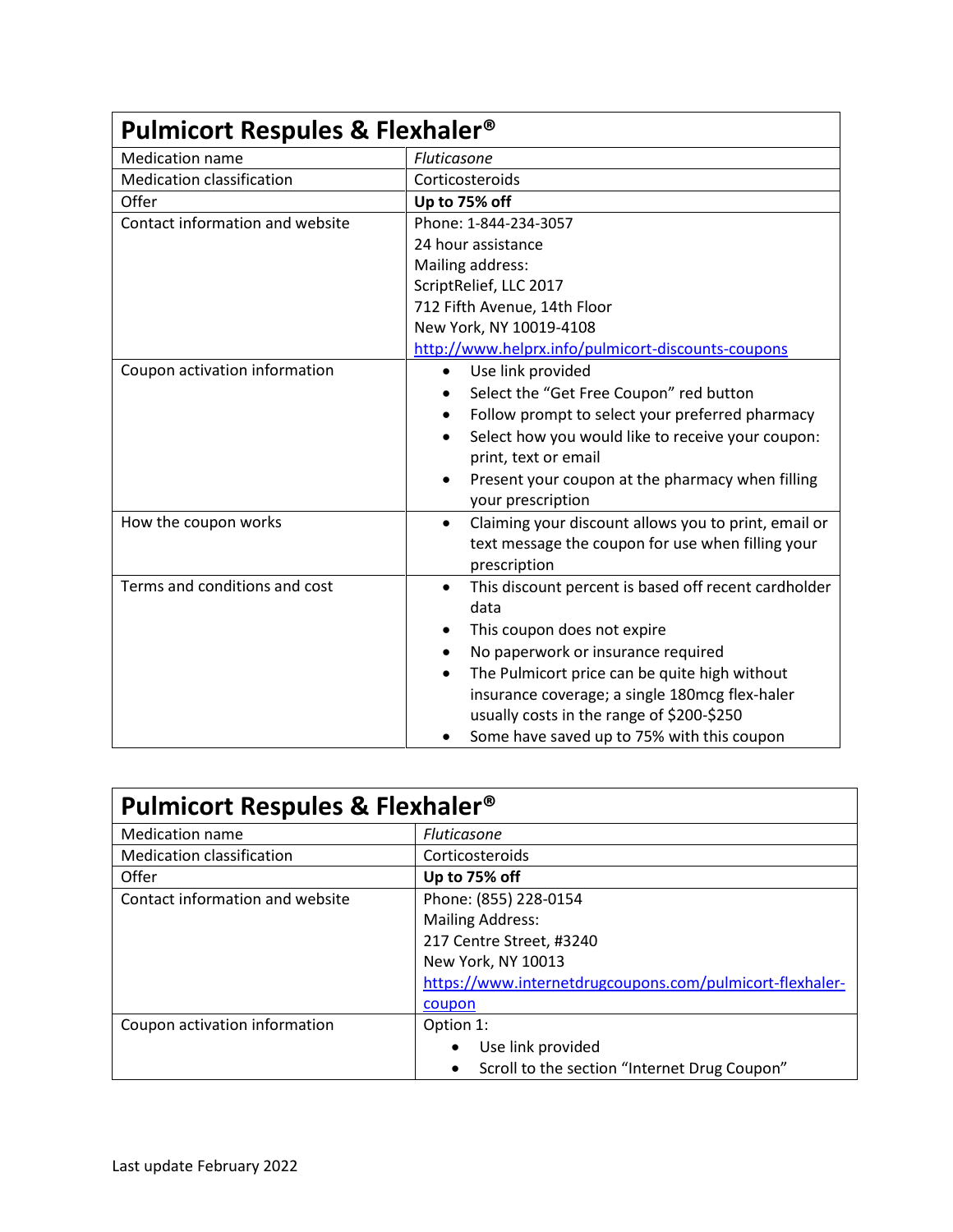| **Pulmicort Respules & Flexhaler®** | |
|---|---|
| Medication name | *Fluticasone* |
| Medication classification | Corticosteroids |
| Offer | **Up to 75% off** |
| Contact information and website | Phone: 1-844-234-3057<br>24 hour assistance<br>Mailing address:<br>ScriptRelief, LLC 2017<br>712 Fifth Avenue, 14th Floor<br>New York, NY 10019-4108<br>[http://www.helprx.info/pulmicort-discounts-coupons](http://www.helprx.info/pulmicort-discounts-coupons) |
| Coupon activation information | • Use link provided<br>• Select the "Get Free Coupon" red button<br>• Follow prompt to select your preferred pharmacy<br>• Select how you would like to receive your coupon: print, text or email<br>• Present your coupon at the pharmacy when filling your prescription |
| How the coupon works | • Claiming your discount allows you to print, email or text message the coupon for use when filling your prescription |
| Terms and conditions and cost | • This discount percent is based off recent cardholder data<br>• This coupon does not expire<br>• No paperwork or insurance required<br>• The Pulmicort price can be quite high without insurance coverage; a single 180mcg flex-haler usually costs in the range of $200-$250<br>• Some have saved up to 75% with this coupon |

| **Pulmicort Respules & Flexhaler®** | |
|---|---|
| Medication name | *Fluticasone* |
| Medication classification | Corticosteroids |
| Offer | **Up to 75% off** |
| Contact information and website | Phone: (855) 228-0154<br>Mailing Address:<br>217 Centre Street, #3240<br>New York, NY 10013<br>[https://www.internetdrugcoupons.com/pulmicort-flexhaler-coupon](https://www.internetdrugcoupons.com/pulmicort-flexhaler-coupon) |
| Coupon activation information | Option 1:<br>• Use link provided<br>• Scroll to the section "Internet Drug Coupon" |

Last update February 2022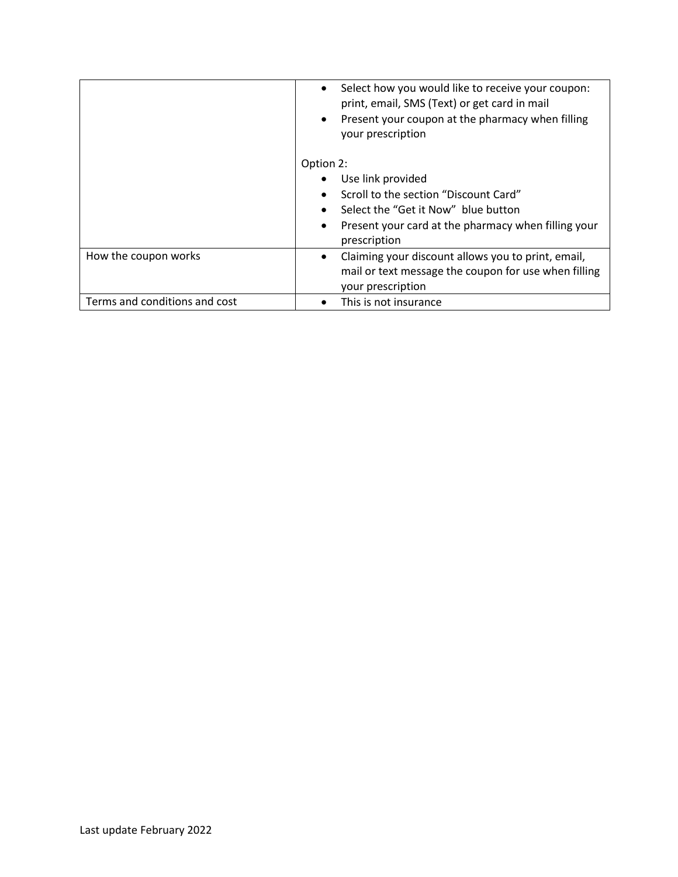| | |
|---|---|
| | • Select how you would like to receive your coupon: print, email, SMS (Text) or get card in mail<br>• Present your coupon at the pharmacy when filling your prescription<br><br>Option 2:<br>• Use link provided<br>• Scroll to the section "Discount Card"<br>• Select the "Get it Now" blue button<br>• Present your card at the pharmacy when filling your prescription |
| How the coupon works | • Claiming your discount allows you to print, email, mail or text message the coupon for use when filling your prescription |
| Terms and conditions and cost | • This is not insurance |

Last update February 2022